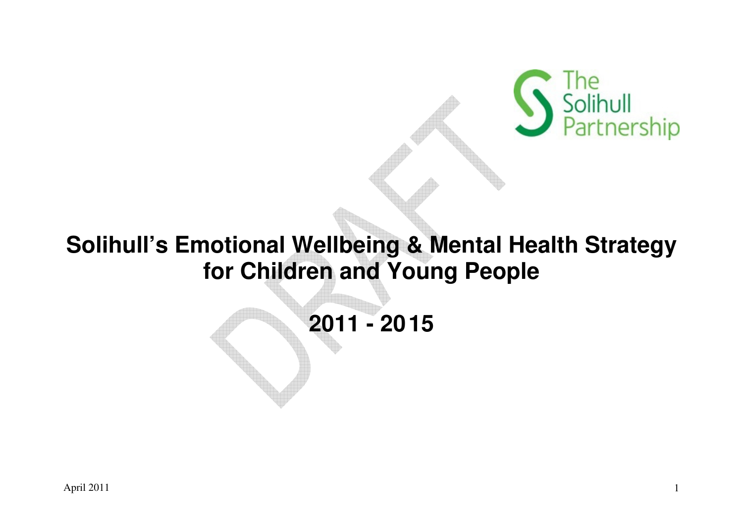The Solihull Partnership

# Solihull's Emotional Wellbeing & Mental Health Strategy for Children and Young People

# 2011 - 2015

April 2011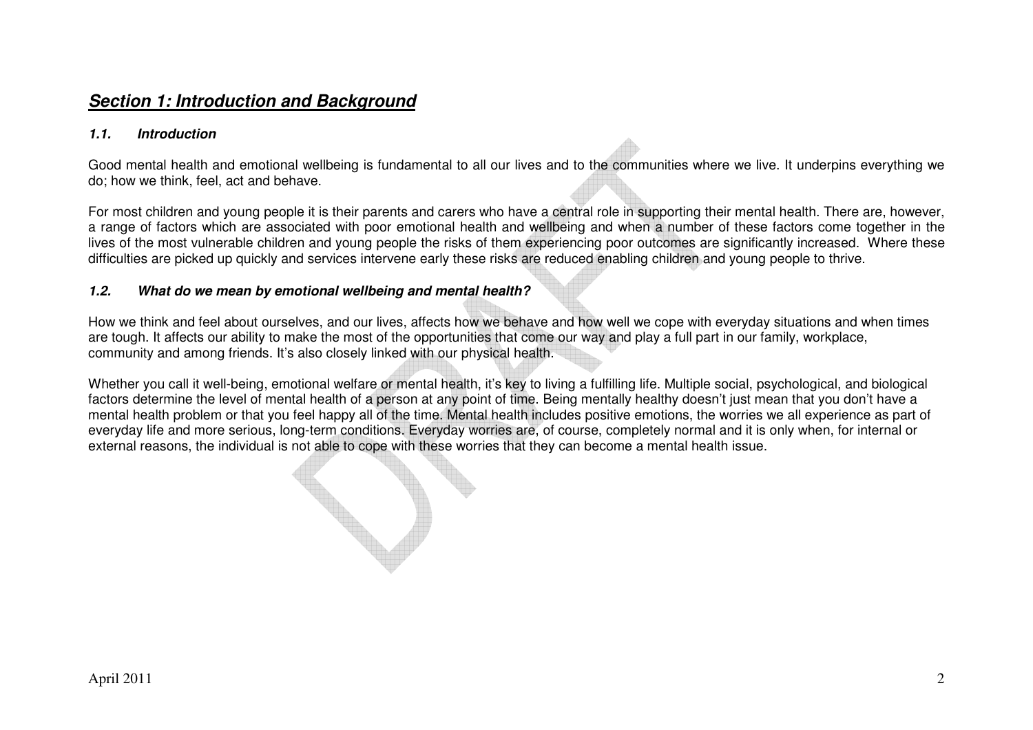## ***Section 1: Introduction and Background***

#### ***1.1. Introduction***

Good mental health and emotional wellbeing is fundamental to all our lives and to the communities where we live. It underpins everything we do; how we think, feel, act and behave.

For most children and young people it is their parents and carers who have a central role in supporting their mental health. There are, however, a range of factors which are associated with poor emotional health and wellbeing and when a number of these factors come together in the lives of the most vulnerable children and young people the risks of them experiencing poor outcomes are significantly increased. Where these difficulties are picked up quickly and services intervene early these risks are reduced enabling children and young people to thrive.

#### ***1.2. What do we mean by emotional wellbeing and mental health?***

How we think and feel about ourselves, and our lives, affects how we behave and how well we cope with everyday situations and when times are tough. It affects our ability to make the most of the opportunities that come our way and play a full part in our family, workplace, community and among friends. It's also closely linked with our physical health.

Whether you call it well-being, emotional welfare or mental health, it's key to living a fulfilling life. Multiple social, psychological, and biological factors determine the level of mental health of a person at any point of time. Being mentally healthy doesn't just mean that you don't have a mental health problem or that you feel happy all of the time. Mental health includes positive emotions, the worries we all experience as part of everyday life and more serious, long-term conditions. Everyday worries are, of course, completely normal and it is only when, for internal or external reasons, the individual is not able to cope with these worries that they can become a mental health issue.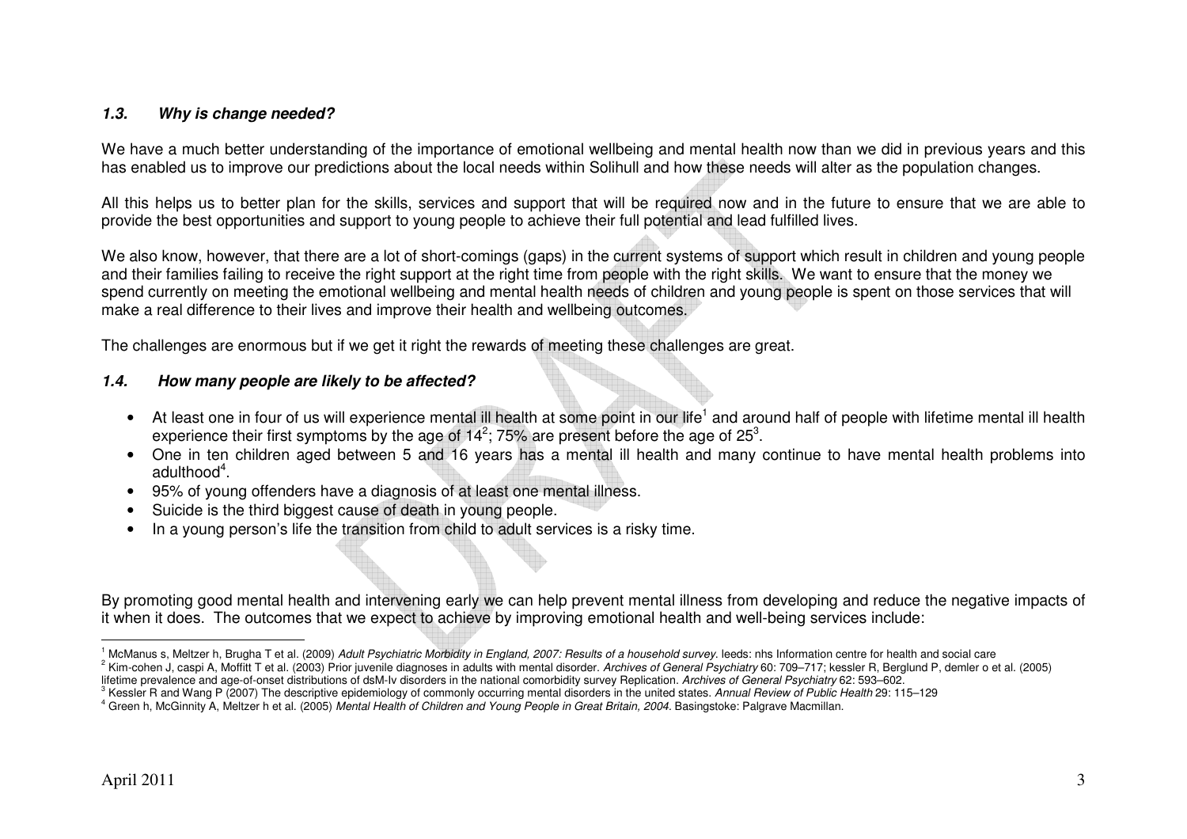### *1.3. Why is change needed?*

We have a much better understanding of the importance of emotional wellbeing and mental health now than we did in previous years and this has enabled us to improve our predictions about the local needs within Solihull and how these needs will alter as the population changes.

All this helps us to better plan for the skills, services and support that will be required now and in the future to ensure that we are able to provide the best opportunities and support to young people to achieve their full potential and lead fulfilled lives.

We also know, however, that there are a lot of short-comings (gaps) in the current systems of support which result in children and young people and their families failing to receive the right support at the right time from people with the right skills. We want to ensure that the money we spend currently on meeting the emotional wellbeing and mental health needs of children and young people is spent on those services that will make a real difference to their lives and improve their health and wellbeing outcomes.

The challenges are enormous but if we get it right the rewards of meeting these challenges are great.

### *1.4. How many people are likely to be affected?*

- At least one in four of us will experience mental ill health at some point in our life[1] and around half of people with lifetime mental ill health experience their first symptoms by the age of 14[2]; 75% are present before the age of 25[3].
- One in ten children aged between 5 and 16 years has a mental ill health and many continue to have mental health problems into adulthood[4].
- 95% of young offenders have a diagnosis of at least one mental illness.
- Suicide is the third biggest cause of death in young people.
- In a young person's life the transition from child to adult services is a risky time.

By promoting good mental health and intervening early we can help prevent mental illness from developing and reduce the negative impacts of it when it does. The outcomes that we expect to achieve by improving emotional health and well-being services include:

---

[1] McManus s, Meltzer h, Brugha T et al. (2009) *Adult Psychiatric Morbidity in England, 2007: Results of a household survey*. leeds: nhs Information centre for health and social care

[2] Kim-cohen J, caspi A, Moffitt T et al. (2003) Prior juvenile diagnoses in adults with mental disorder. *Archives of General Psychiatry* 60: 709–717; kessler R, Berglund P, demler o et al. (2005) lifetime prevalence and age-of-onset distributions of dsM-Iv disorders in the national comorbidity survey Replication. *Archives of General Psychiatry* 62: 593–602.

[3] Kessler R and Wang P (2007) The descriptive epidemiology of commonly occurring mental disorders in the united states. *Annual Review of Public Health* 29: 115–129

[4] Green h, McGinnity A, Meltzer h et al. (2005) *Mental Health of Children and Young People in Great Britain, 2004.* Basingstoke: Palgrave Macmillan.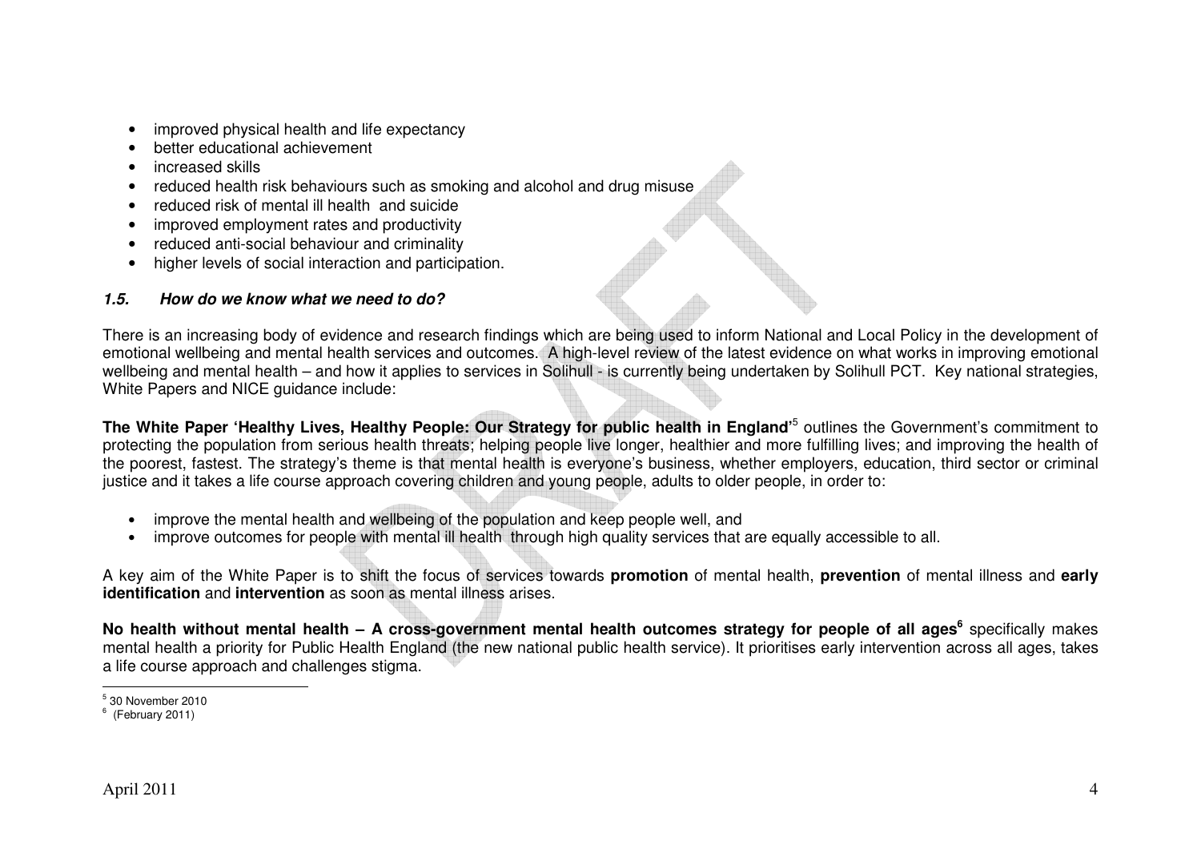- improved physical health and life expectancy
- better educational achievement
- increased skills
- reduced health risk behaviours such as smoking and alcohol and drug misuse
- reduced risk of mental ill health and suicide
- improved employment rates and productivity
- reduced anti-social behaviour and criminality
- higher levels of social interaction and participation.

### *1.5. How do we know what we need to do?*

There is an increasing body of evidence and research findings which are being used to inform National and Local Policy in the development of emotional wellbeing and mental health services and outcomes. A high-level review of the latest evidence on what works in improving emotional wellbeing and mental health – and how it applies to services in Solihull - is currently being undertaken by Solihull PCT. Key national strategies, White Papers and NICE guidance include:

**The White Paper 'Healthy Lives, Healthy People: Our Strategy for public health in England'**[5] outlines the Government's commitment to protecting the population from serious health threats; helping people live longer, healthier and more fulfilling lives; and improving the health of the poorest, fastest. The strategy's theme is that mental health is everyone's business, whether employers, education, third sector or criminal justice and it takes a life course approach covering children and young people, adults to older people, in order to:

- improve the mental health and wellbeing of the population and keep people well, and
- improve outcomes for people with mental ill health through high quality services that are equally accessible to all.

A key aim of the White Paper is to shift the focus of services towards **promotion** of mental health, **prevention** of mental illness and **early identification** and **intervention** as soon as mental illness arises.

**No health without mental health – A cross-government mental health outcomes strategy for people of all ages**[6] specifically makes mental health a priority for Public Health England (the new national public health service). It prioritises early intervention across all ages, takes a life course approach and challenges stigma.

---

[5] 30 November 2010

[6] (February 2011)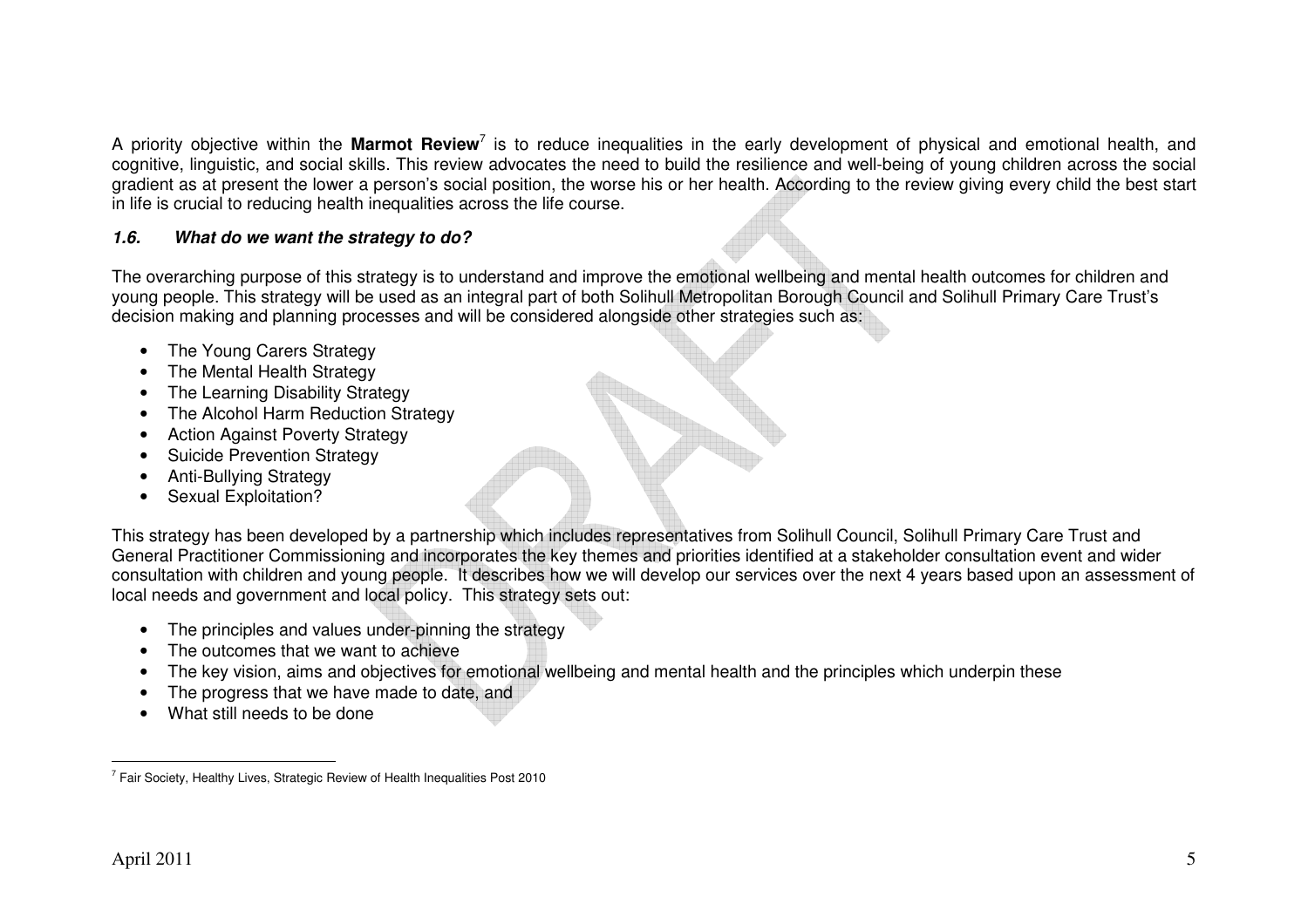A priority objective within the **Marmot Review**[7] is to reduce inequalities in the early development of physical and emotional health, and cognitive, linguistic, and social skills. This review advocates the need to build the resilience and well-being of young children across the social gradient as at present the lower a person's social position, the worse his or her health. According to the review giving every child the best start in life is crucial to reducing health inequalities across the life course.

### *1.6. What do we want the strategy to do?*

The overarching purpose of this strategy is to understand and improve the emotional wellbeing and mental health outcomes for children and young people. This strategy will be used as an integral part of both Solihull Metropolitan Borough Council and Solihull Primary Care Trust's decision making and planning processes and will be considered alongside other strategies such as:

- The Young Carers Strategy
- The Mental Health Strategy
- The Learning Disability Strategy
- The Alcohol Harm Reduction Strategy
- Action Against Poverty Strategy
- Suicide Prevention Strategy
- Anti-Bullying Strategy
- Sexual Exploitation?

This strategy has been developed by a partnership which includes representatives from Solihull Council, Solihull Primary Care Trust and General Practitioner Commissioning and incorporates the key themes and priorities identified at a stakeholder consultation event and wider consultation with children and young people. It describes how we will develop our services over the next 4 years based upon an assessment of local needs and government and local policy. This strategy sets out:

- The principles and values under-pinning the strategy
- The outcomes that we want to achieve
- The key vision, aims and objectives for emotional wellbeing and mental health and the principles which underpin these
- The progress that we have made to date, and
- What still needs to be done

[7] Fair Society, Healthy Lives, Strategic Review of Health Inequalities Post 2010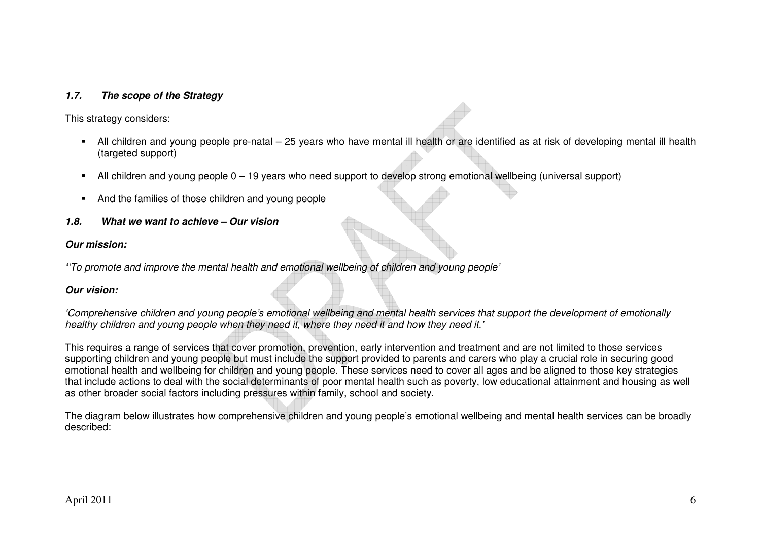### *1.7. The scope of the Strategy*

This strategy considers:

- All children and young people pre-natal – 25 years who have mental ill health or are identified as at risk of developing mental ill health (targeted support)

- All children and young people 0 – 19 years who need support to develop strong emotional wellbeing (universal support)

- And the families of those children and young people

### *1.8. What we want to achieve – Our vision*

***Our mission:***

*''To promote and improve the mental health and emotional wellbeing of children and young people'*

***Our vision:***

*'Comprehensive children and young people's emotional wellbeing and mental health services that support the development of emotionally healthy children and young people when they need it, where they need it and how they need it.'*

This requires a range of services that cover promotion, prevention, early intervention and treatment and are not limited to those services supporting children and young people but must include the support provided to parents and carers who play a crucial role in securing good emotional health and wellbeing for children and young people. These services need to cover all ages and be aligned to those key strategies that include actions to deal with the social determinants of poor mental health such as poverty, low educational attainment and housing as well as other broader social factors including pressures within family, school and society.

The diagram below illustrates how comprehensive children and young people's emotional wellbeing and mental health services can be broadly described: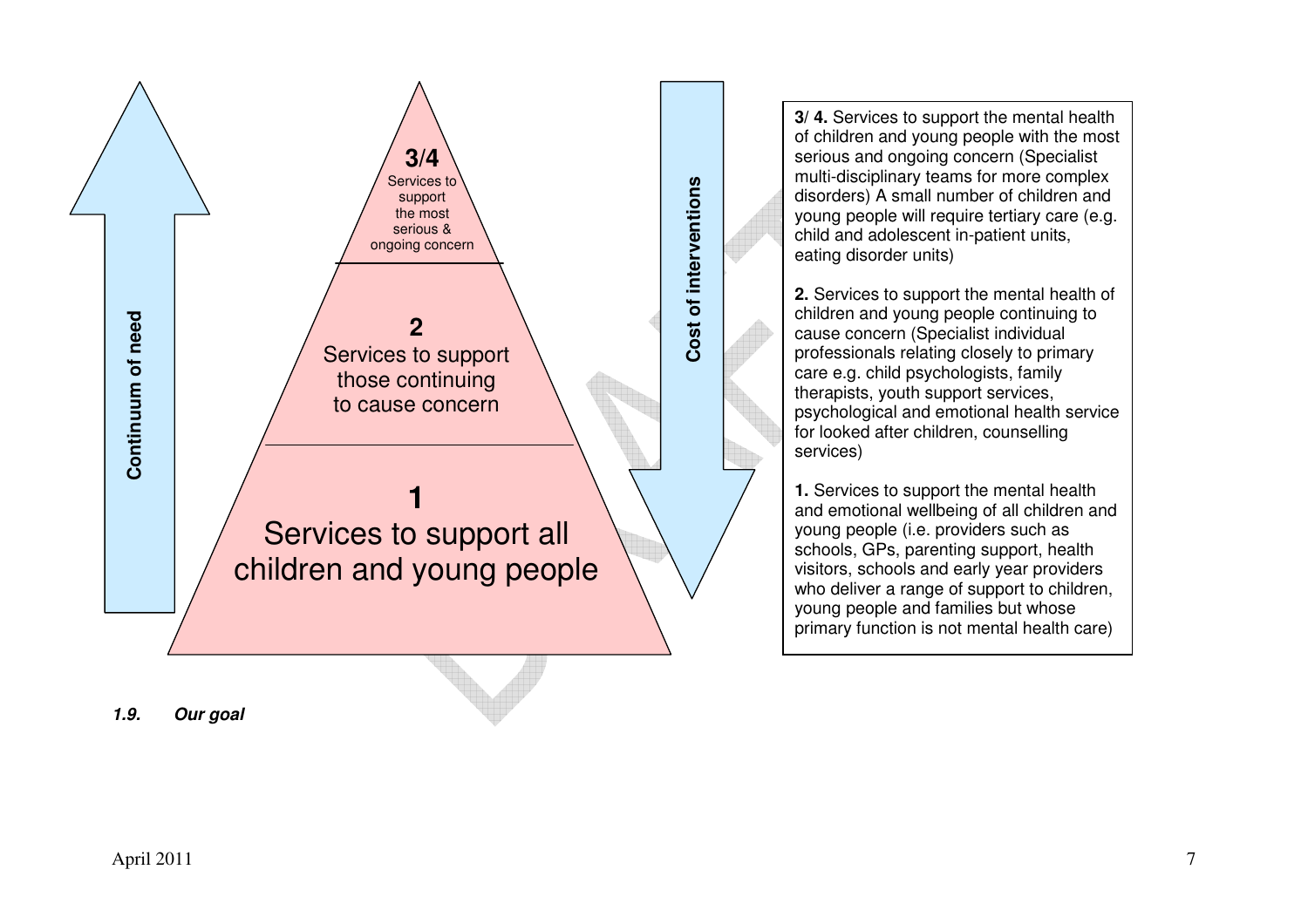**Continuum of need**

**3/4**
Services to support the most serious & ongoing concern

**2**
Services to support those continuing to cause concern

**1**
Services to support all children and young people

**Cost of interventions**

**3/ 4.** Services to support the mental health of children and young people with the most serious and ongoing concern (Specialist multi-disciplinary teams for more complex disorders) A small number of children and young people will require tertiary care (e.g. child and adolescent in-patient units, eating disorder units)

**2.** Services to support the mental health of children and young people continuing to cause concern (Specialist individual professionals relating closely to primary care e.g. child psychologists, family therapists, youth support services, psychological and emotional health service for looked after children, counselling services)

**1.** Services to support the mental health and emotional wellbeing of all children and young people (i.e. providers such as schools, GPs, parenting support, health visitors, schools and early year providers who deliver a range of support to children, young people and families but whose primary function is not mental health care)

***1.9. Our goal***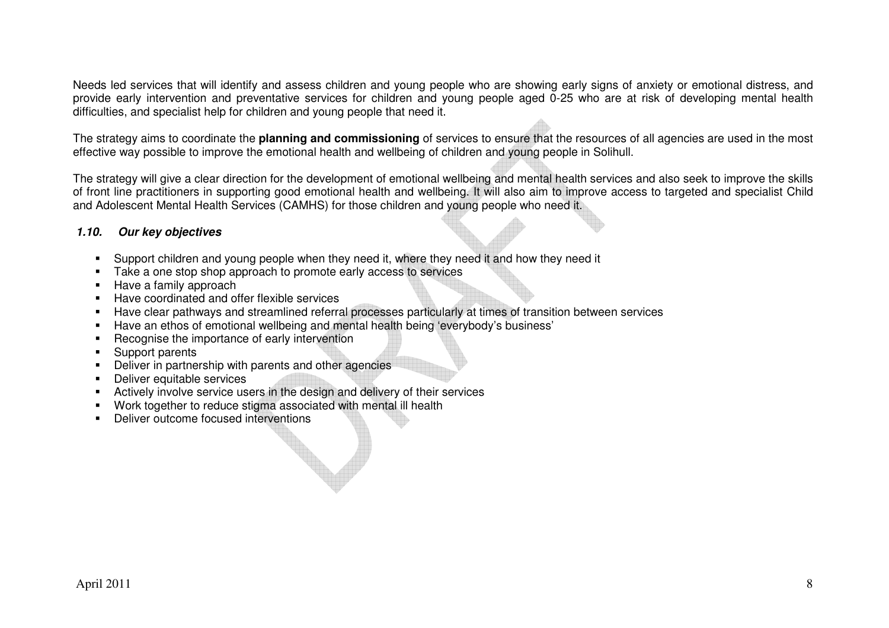Needs led services that will identify and assess children and young people who are showing early signs of anxiety or emotional distress, and provide early intervention and preventative services for children and young people aged 0-25 who are at risk of developing mental health difficulties, and specialist help for children and young people that need it.

The strategy aims to coordinate the **planning and commissioning** of services to ensure that the resources of all agencies are used in the most effective way possible to improve the emotional health and wellbeing of children and young people in Solihull.

The strategy will give a clear direction for the development of emotional wellbeing and mental health services and also seek to improve the skills of front line practitioners in supporting good emotional health and wellbeing. It will also aim to improve access to targeted and specialist Child and Adolescent Mental Health Services (CAMHS) for those children and young people who need it.

### *1.10. Our key objectives*

- Support children and young people when they need it, where they need it and how they need it
- Take a one stop shop approach to promote early access to services
- Have a family approach
- Have coordinated and offer flexible services
- Have clear pathways and streamlined referral processes particularly at times of transition between services
- Have an ethos of emotional wellbeing and mental health being 'everybody's business'
- Recognise the importance of early intervention
- Support parents
- Deliver in partnership with parents and other agencies
- Deliver equitable services
- Actively involve service users in the design and delivery of their services
- Work together to reduce stigma associated with mental ill health
- Deliver outcome focused interventions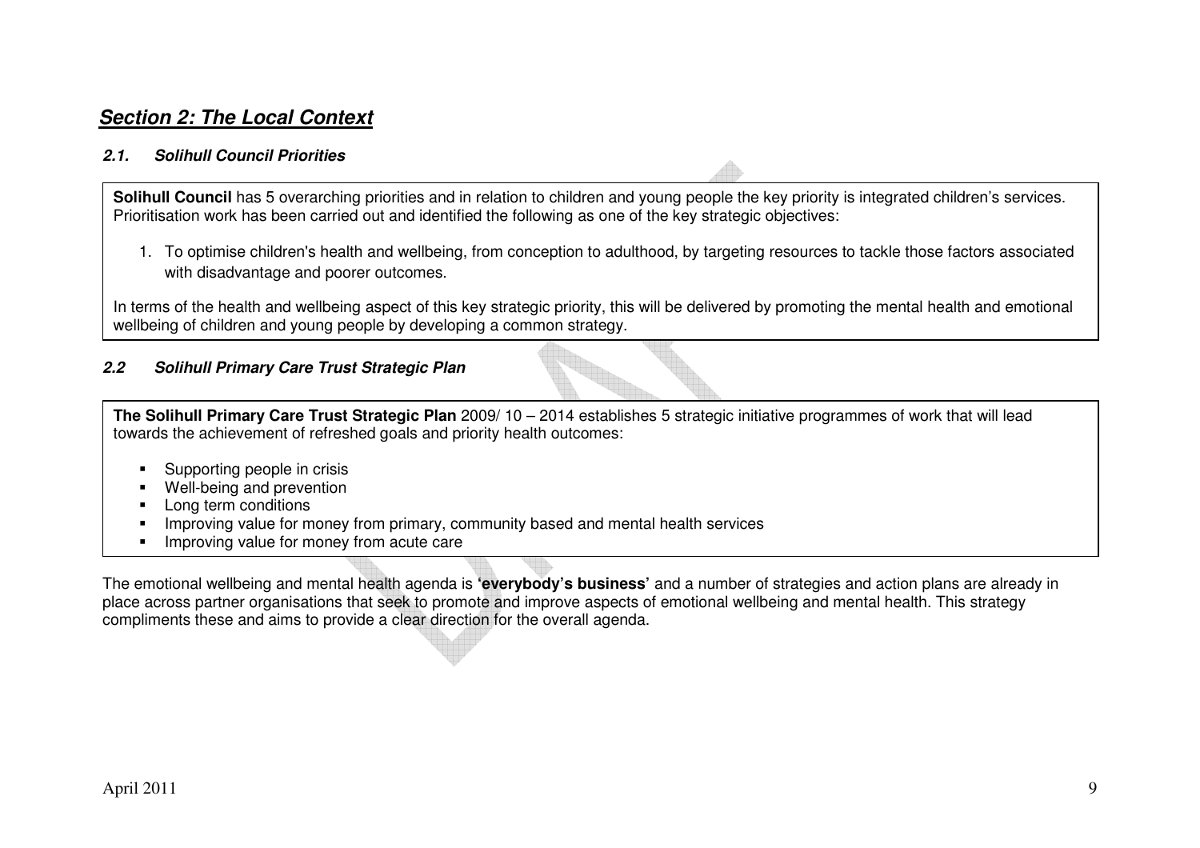## ***Section 2: The Local Context***

### ***2.1. Solihull Council Priorities***

**Solihull Council** has 5 overarching priorities and in relation to children and young people the key priority is integrated children's services. Prioritisation work has been carried out and identified the following as one of the key strategic objectives:

1. To optimise children's health and wellbeing, from conception to adulthood, by targeting resources to tackle those factors associated with disadvantage and poorer outcomes.

In terms of the health and wellbeing aspect of this key strategic priority, this will be delivered by promoting the mental health and emotional wellbeing of children and young people by developing a common strategy.

### ***2.2 Solihull Primary Care Trust Strategic Plan***

**The Solihull Primary Care Trust Strategic Plan** 2009/ 10 – 2014 establishes 5 strategic initiative programmes of work that will lead towards the achievement of refreshed goals and priority health outcomes:

- Supporting people in crisis
- Well-being and prevention
- Long term conditions
- Improving value for money from primary, community based and mental health services
- Improving value for money from acute care

The emotional wellbeing and mental health agenda is **'everybody's business'** and a number of strategies and action plans are already in place across partner organisations that seek to promote and improve aspects of emotional wellbeing and mental health. This strategy compliments these and aims to provide a clear direction for the overall agenda.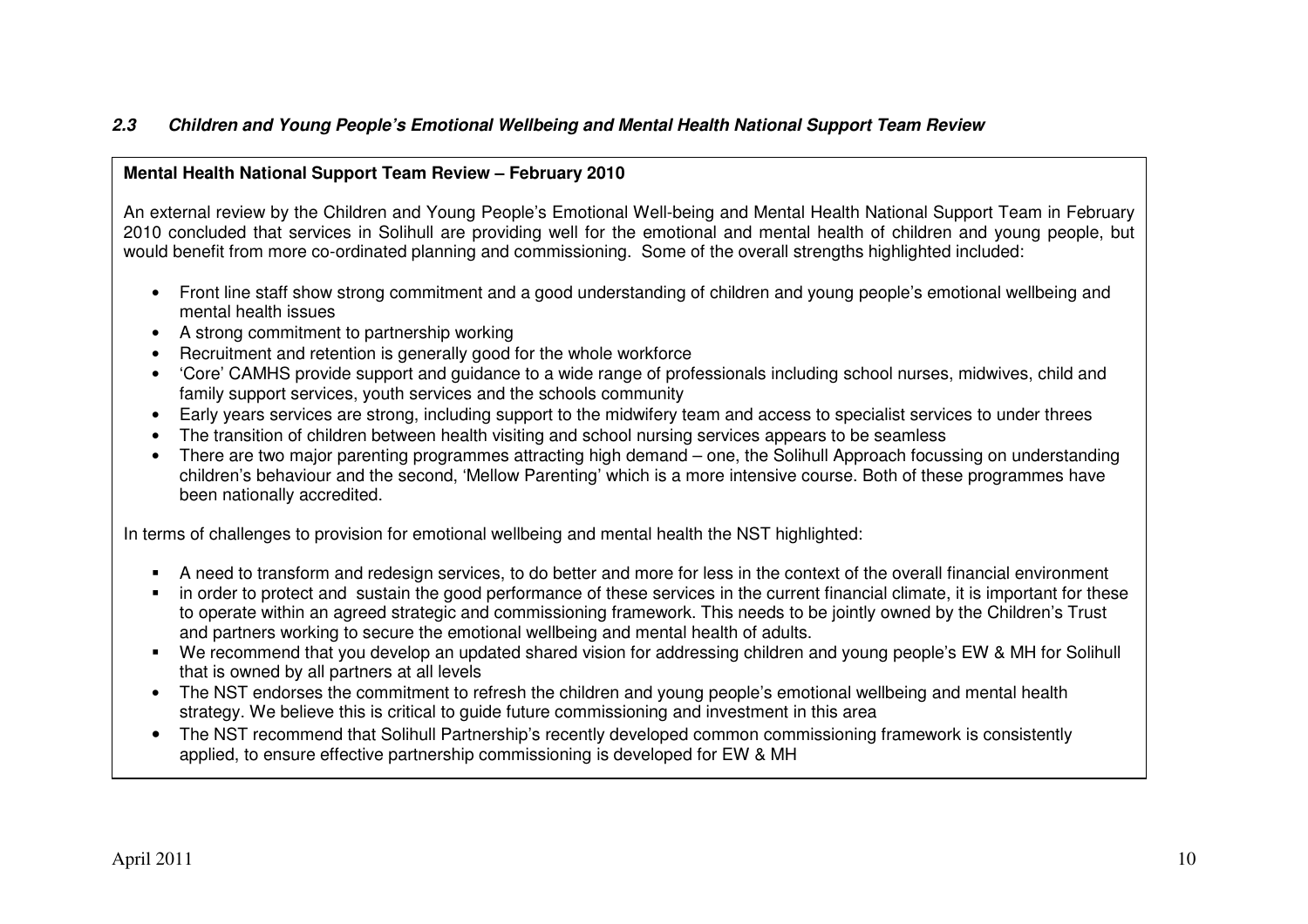### *2.3 Children and Young People's Emotional Wellbeing and Mental Health National Support Team Review*

**Mental Health National Support Team Review – February 2010**

An external review by the Children and Young People's Emotional Well-being and Mental Health National Support Team in February 2010 concluded that services in Solihull are providing well for the emotional and mental health of children and young people, but would benefit from more co-ordinated planning and commissioning. Some of the overall strengths highlighted included:

- Front line staff show strong commitment and a good understanding of children and young people's emotional wellbeing and mental health issues
- A strong commitment to partnership working
- Recruitment and retention is generally good for the whole workforce
- 'Core' CAMHS provide support and guidance to a wide range of professionals including school nurses, midwives, child and family support services, youth services and the schools community
- Early years services are strong, including support to the midwifery team and access to specialist services to under threes
- The transition of children between health visiting and school nursing services appears to be seamless
- There are two major parenting programmes attracting high demand – one, the Solihull Approach focussing on understanding children's behaviour and the second, 'Mellow Parenting' which is a more intensive course. Both of these programmes have been nationally accredited.

In terms of challenges to provision for emotional wellbeing and mental health the NST highlighted:

- A need to transform and redesign services, to do better and more for less in the context of the overall financial environment
- in order to protect and sustain the good performance of these services in the current financial climate, it is important for these to operate within an agreed strategic and commissioning framework. This needs to be jointly owned by the Children's Trust and partners working to secure the emotional wellbeing and mental health of adults.
- We recommend that you develop an updated shared vision for addressing children and young people's EW & MH for Solihull that is owned by all partners at all levels
- The NST endorses the commitment to refresh the children and young people's emotional wellbeing and mental health strategy. We believe this is critical to guide future commissioning and investment in this area
- The NST recommend that Solihull Partnership's recently developed common commissioning framework is consistently applied, to ensure effective partnership commissioning is developed for EW & MH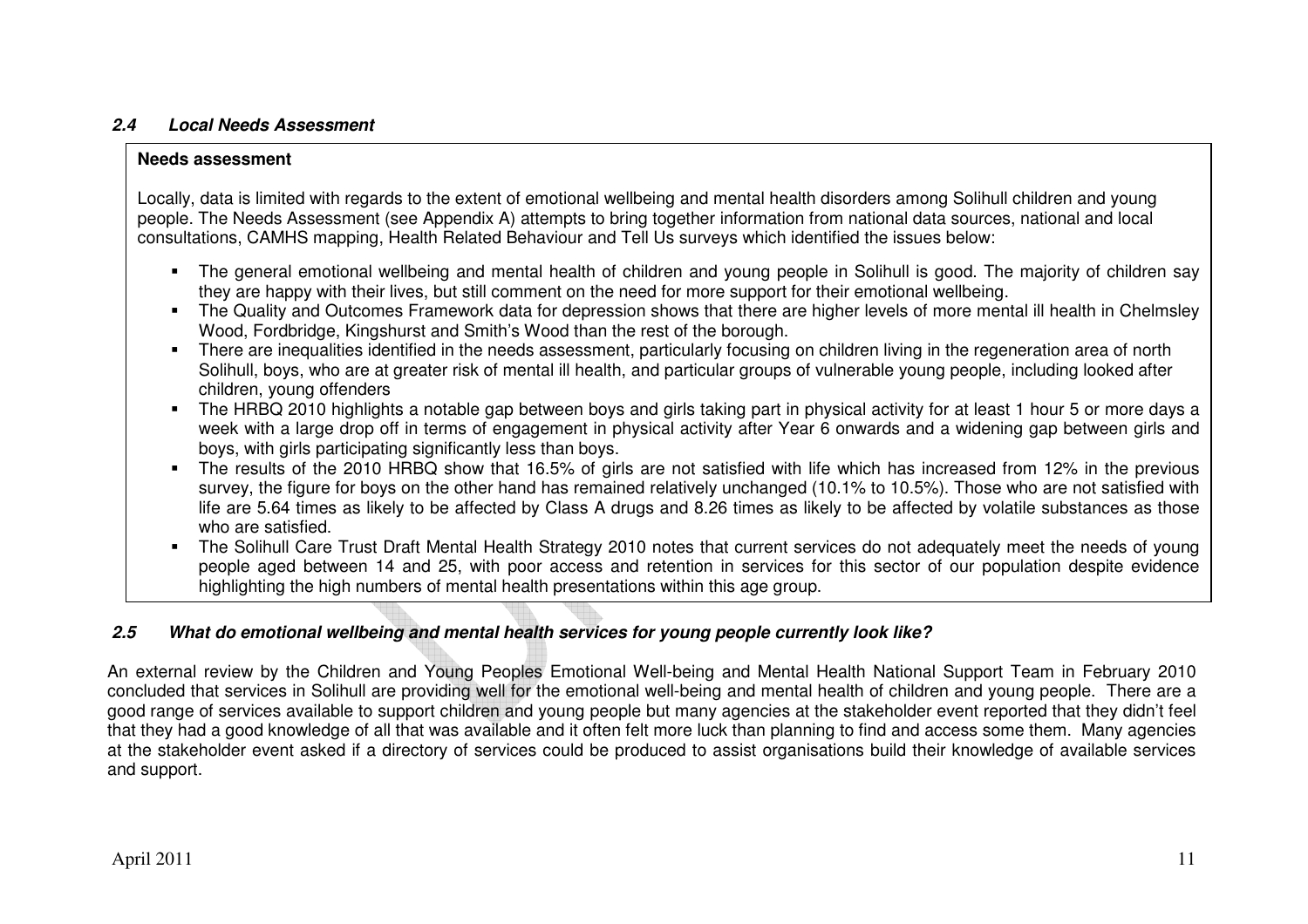### *2.4 Local Needs Assessment*

**Needs assessment**

Locally, data is limited with regards to the extent of emotional wellbeing and mental health disorders among Solihull children and young people. The Needs Assessment (see Appendix A) attempts to bring together information from national data sources, national and local consultations, CAMHS mapping, Health Related Behaviour and Tell Us surveys which identified the issues below:

- The general emotional wellbeing and mental health of children and young people in Solihull is good. The majority of children say they are happy with their lives, but still comment on the need for more support for their emotional wellbeing.
- The Quality and Outcomes Framework data for depression shows that there are higher levels of more mental ill health in Chelmsley Wood, Fordbridge, Kingshurst and Smith's Wood than the rest of the borough.
- There are inequalities identified in the needs assessment, particularly focusing on children living in the regeneration area of north Solihull, boys, who are at greater risk of mental ill health, and particular groups of vulnerable young people, including looked after children, young offenders
- The HRBQ 2010 highlights a notable gap between boys and girls taking part in physical activity for at least 1 hour 5 or more days a week with a large drop off in terms of engagement in physical activity after Year 6 onwards and a widening gap between girls and boys, with girls participating significantly less than boys.
- The results of the 2010 HRBQ show that 16.5% of girls are not satisfied with life which has increased from 12% in the previous survey, the figure for boys on the other hand has remained relatively unchanged (10.1% to 10.5%). Those who are not satisfied with life are 5.64 times as likely to be affected by Class A drugs and 8.26 times as likely to be affected by volatile substances as those who are satisfied.
- The Solihull Care Trust Draft Mental Health Strategy 2010 notes that current services do not adequately meet the needs of young people aged between 14 and 25, with poor access and retention in services for this sector of our population despite evidence highlighting the high numbers of mental health presentations within this age group.

### *2.5 What do emotional wellbeing and mental health services for young people currently look like?*

An external review by the Children and Young Peoples Emotional Well-being and Mental Health National Support Team in February 2010 concluded that services in Solihull are providing well for the emotional well-being and mental health of children and young people. There are a good range of services available to support children and young people but many agencies at the stakeholder event reported that they didn't feel that they had a good knowledge of all that was available and it often felt more luck than planning to find and access some them. Many agencies at the stakeholder event asked if a directory of services could be produced to assist organisations build their knowledge of available services and support.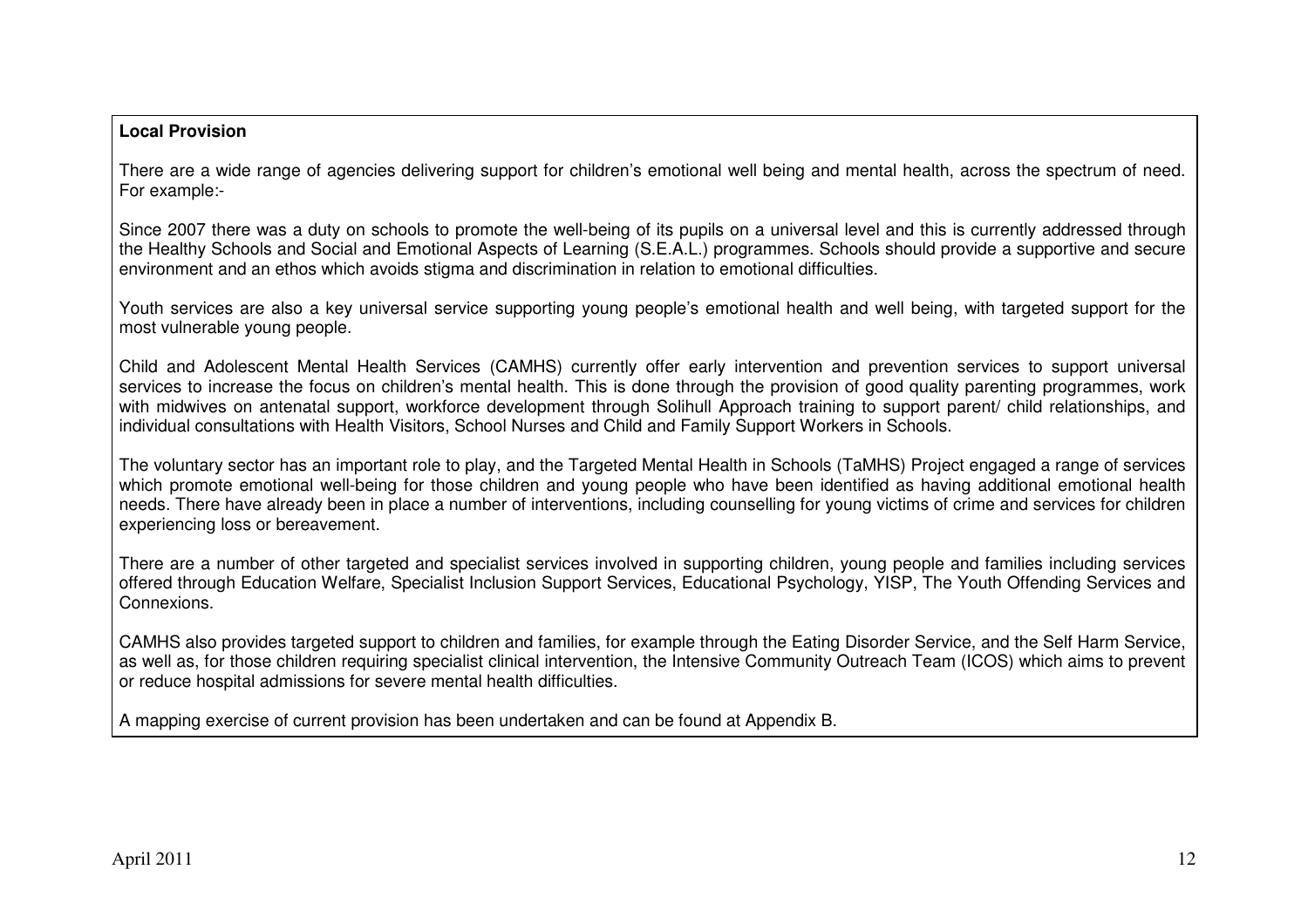**Local Provision**

There are a wide range of agencies delivering support for children's emotional well being and mental health, across the spectrum of need. For example:-

Since 2007 there was a duty on schools to promote the well-being of its pupils on a universal level and this is currently addressed through the Healthy Schools and Social and Emotional Aspects of Learning (S.E.A.L.) programmes. Schools should provide a supportive and secure environment and an ethos which avoids stigma and discrimination in relation to emotional difficulties.

Youth services are also a key universal service supporting young people's emotional health and well being, with targeted support for the most vulnerable young people.

Child and Adolescent Mental Health Services (CAMHS) currently offer early intervention and prevention services to support universal services to increase the focus on children's mental health. This is done through the provision of good quality parenting programmes, work with midwives on antenatal support, workforce development through Solihull Approach training to support parent/ child relationships, and individual consultations with Health Visitors, School Nurses and Child and Family Support Workers in Schools.

The voluntary sector has an important role to play, and the Targeted Mental Health in Schools (TaMHS) Project engaged a range of services which promote emotional well-being for those children and young people who have been identified as having additional emotional health needs. There have already been in place a number of interventions, including counselling for young victims of crime and services for children experiencing loss or bereavement.

There are a number of other targeted and specialist services involved in supporting children, young people and families including services offered through Education Welfare, Specialist Inclusion Support Services, Educational Psychology, YISP, The Youth Offending Services and Connexions.

CAMHS also provides targeted support to children and families, for example through the Eating Disorder Service, and the Self Harm Service, as well as, for those children requiring specialist clinical intervention, the Intensive Community Outreach Team (ICOS) which aims to prevent or reduce hospital admissions for severe mental health difficulties.

A mapping exercise of current provision has been undertaken and can be found at Appendix B.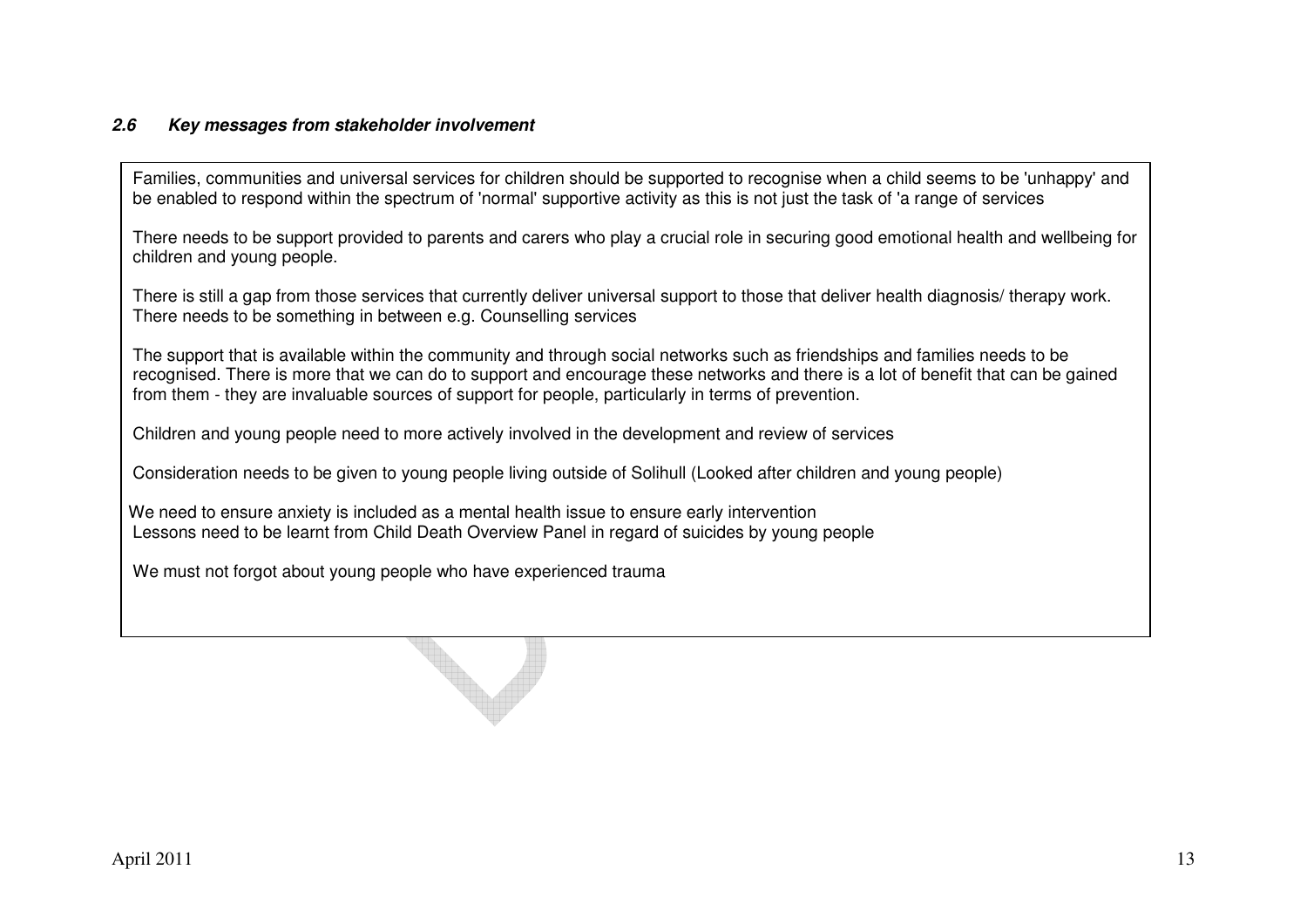#### *2.6 Key messages from stakeholder involvement*

Families, communities and universal services for children should be supported to recognise when a child seems to be 'unhappy' and be enabled to respond within the spectrum of 'normal' supportive activity as this is not just the task of 'a range of services

There needs to be support provided to parents and carers who play a crucial role in securing good emotional health and wellbeing for children and young people.

There is still a gap from those services that currently deliver universal support to those that deliver health diagnosis/ therapy work. There needs to be something in between e.g. Counselling services

The support that is available within the community and through social networks such as friendships and families needs to be recognised. There is more that we can do to support and encourage these networks and there is a lot of benefit that can be gained from them - they are invaluable sources of support for people, particularly in terms of prevention.

Children and young people need to more actively involved in the development and review of services

Consideration needs to be given to young people living outside of Solihull (Looked after children and young people)

We need to ensure anxiety is included as a mental health issue to ensure early intervention
Lessons need to be learnt from Child Death Overview Panel in regard of suicides by young people

We must not forgot about young people who have experienced trauma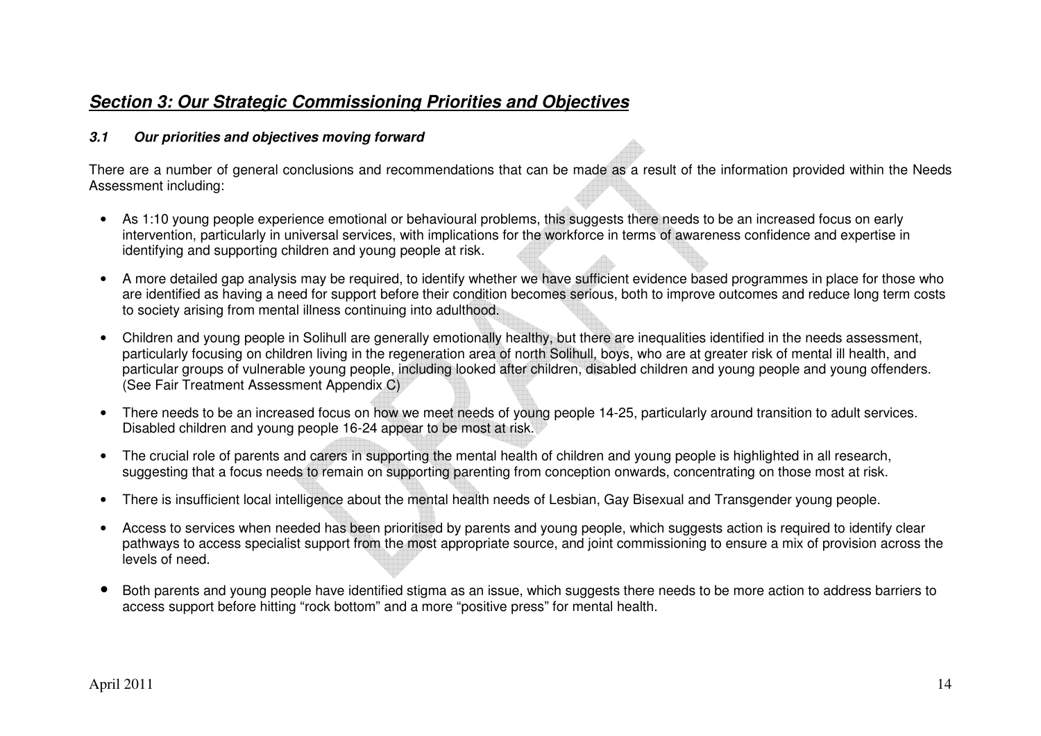## ***Section 3: Our Strategic Commissioning Priorities and Objectives***

### ***3.1 Our priorities and objectives moving forward***

There are a number of general conclusions and recommendations that can be made as a result of the information provided within the Needs Assessment including:

- As 1:10 young people experience emotional or behavioural problems, this suggests there needs to be an increased focus on early intervention, particularly in universal services, with implications for the workforce in terms of awareness confidence and expertise in identifying and supporting children and young people at risk.
- A more detailed gap analysis may be required, to identify whether we have sufficient evidence based programmes in place for those who are identified as having a need for support before their condition becomes serious, both to improve outcomes and reduce long term costs to society arising from mental illness continuing into adulthood.
- Children and young people in Solihull are generally emotionally healthy, but there are inequalities identified in the needs assessment, particularly focusing on children living in the regeneration area of north Solihull, boys, who are at greater risk of mental ill health, and particular groups of vulnerable young people, including looked after children, disabled children and young people and young offenders. (See Fair Treatment Assessment Appendix C)
- There needs to be an increased focus on how we meet needs of young people 14-25, particularly around transition to adult services. Disabled children and young people 16-24 appear to be most at risk.
- The crucial role of parents and carers in supporting the mental health of children and young people is highlighted in all research, suggesting that a focus needs to remain on supporting parenting from conception onwards, concentrating on those most at risk.
- There is insufficient local intelligence about the mental health needs of Lesbian, Gay Bisexual and Transgender young people.
- Access to services when needed has been prioritised by parents and young people, which suggests action is required to identify clear pathways to access specialist support from the most appropriate source, and joint commissioning to ensure a mix of provision across the levels of need.
- Both parents and young people have identified stigma as an issue, which suggests there needs to be more action to address barriers to access support before hitting "rock bottom" and a more "positive press" for mental health.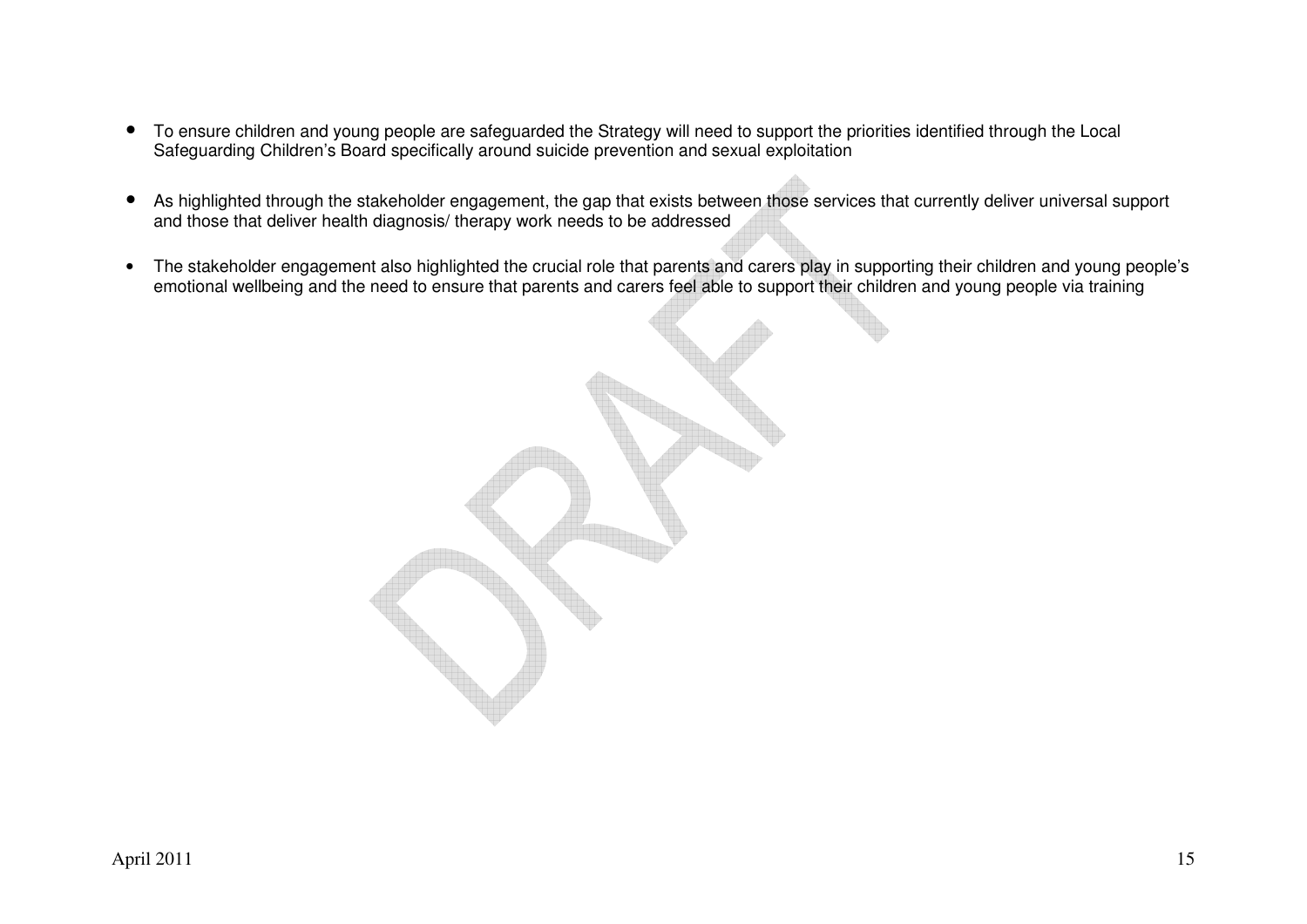- To ensure children and young people are safeguarded the Strategy will need to support the priorities identified through the Local Safeguarding Children's Board specifically around suicide prevention and sexual exploitation

- As highlighted through the stakeholder engagement, the gap that exists between those services that currently deliver universal support and those that deliver health diagnosis/ therapy work needs to be addressed

- The stakeholder engagement also highlighted the crucial role that parents and carers play in supporting their children and young people's emotional wellbeing and the need to ensure that parents and carers feel able to support their children and young people via training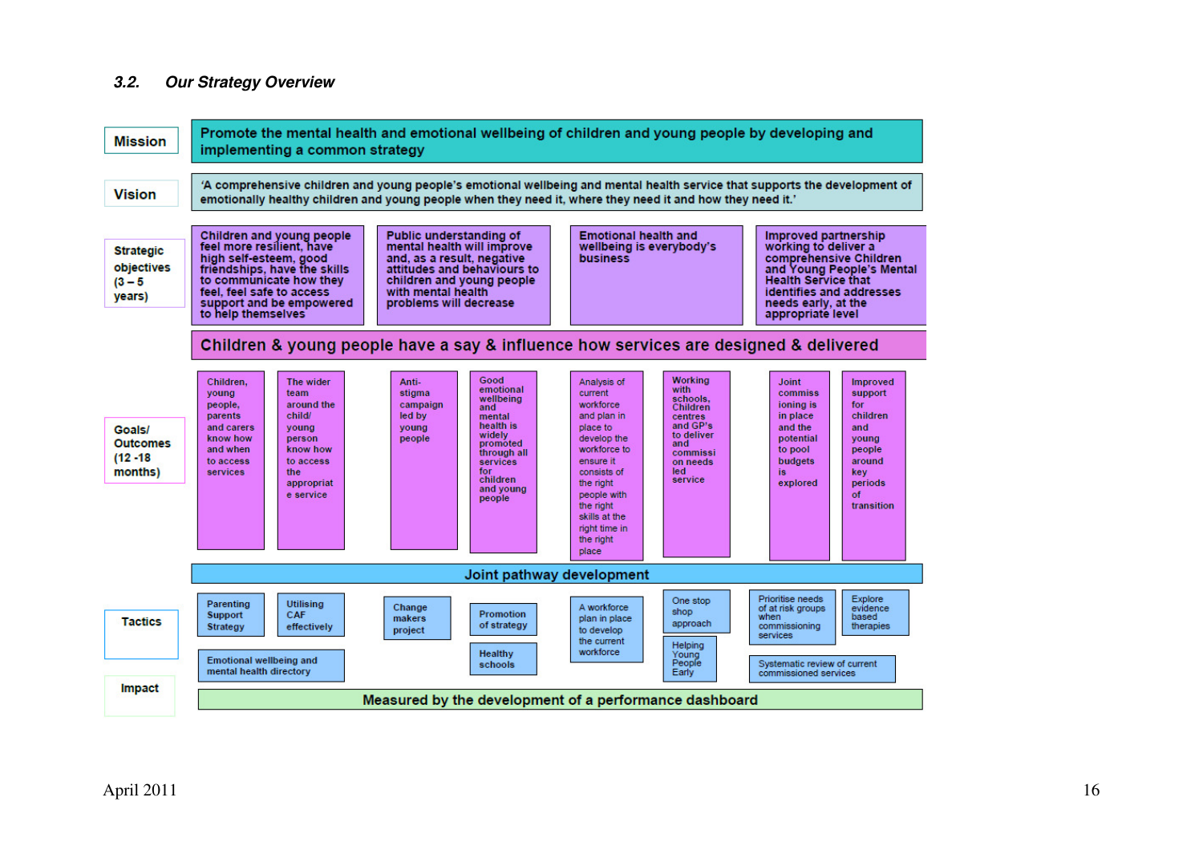### 3.2. Our Strategy Overview

**Mission**

Promote the mental health and emotional wellbeing of children and young people by developing and implementing a common strategy

**Vision**

'A comprehensive children and young people's emotional wellbeing and mental health service that supports the development of emotionally healthy children and young people when they need it, where they need it and how they need it.'

**Strategic objectives (3 – 5 years)**

- Children and young people feel more resilient, have high self-esteem, good friendships, have the skills to communicate how they feel, feel safe to access support and be empowered to help themselves
- Public understanding of mental health will improve and, as a result, negative attitudes and behaviours to children and young people with mental health problems will decrease
- Emotional health and wellbeing is everybody's business
- Improved partnership working to deliver a comprehensive Children and Young People's Mental Health Service that identifies and addresses needs early, at the appropriate level

**Children & young people have a say & influence how services are designed & delivered**

**Goals/ Outcomes (12 -18 months)**

- Children, young people, parents and carers know how and when to access services
- The wider team around the child/ young person know how to access the appropriate service
- Anti-stigma campaign led by young people
- Good emotional wellbeing and mental health is widely promoted through all services for children and young people
- Analysis of current workforce and plan in place to develop the workforce to ensure it consists of the right people with the right skills at the right time in the right place
- Working with schools, Children centres and GP's to deliver and commission needs led service
- Joint commissioning is in place and the potential to pool budgets is explored
- Improved support for children and young people around key periods of transition

**Joint pathway development**

**Tactics**

- Parenting Support Strategy
- Utilising CAF effectively
- Emotional wellbeing and mental health directory
- Change makers project
- Promotion of strategy
- Healthy schools
- A workforce plan in place to develop the current workforce
- One stop shop approach
- Helping Young People Early
- Prioritise needs of at risk groups when commissioning services
- Explore evidence based therapies
- Systematic review of current commissioned services

**Impact**

**Measured by the development of a performance dashboard**

April 2011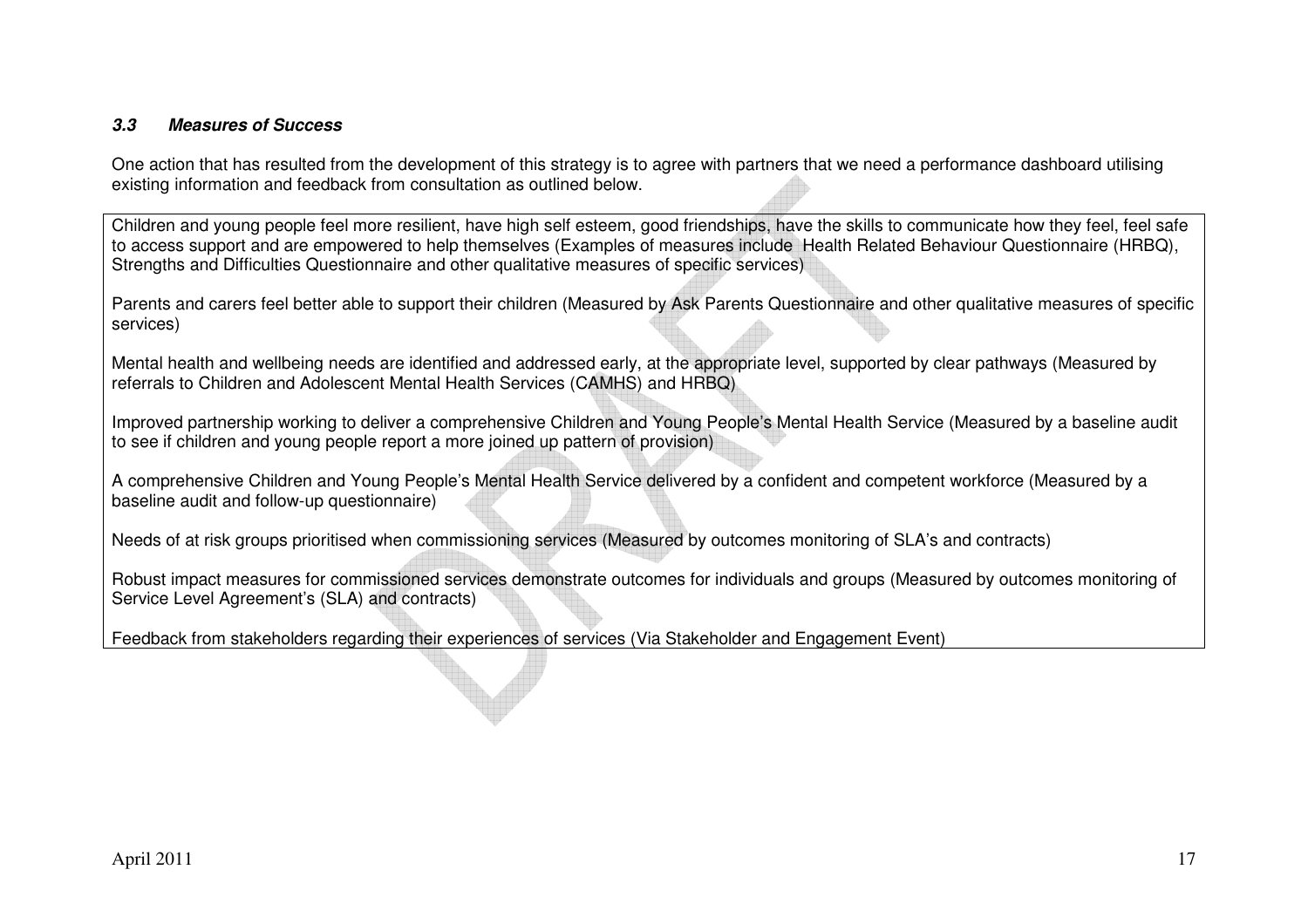### ***3.3 Measures of Success***

One action that has resulted from the development of this strategy is to agree with partners that we need a performance dashboard utilising existing information and feedback from consultation as outlined below.

Children and young people feel more resilient, have high self esteem, good friendships, have the skills to communicate how they feel, feel safe to access support and are empowered to help themselves (Examples of measures include Health Related Behaviour Questionnaire (HRBQ), Strengths and Difficulties Questionnaire and other qualitative measures of specific services)

Parents and carers feel better able to support their children (Measured by Ask Parents Questionnaire and other qualitative measures of specific services)

Mental health and wellbeing needs are identified and addressed early, at the appropriate level, supported by clear pathways (Measured by referrals to Children and Adolescent Mental Health Services (CAMHS) and HRBQ)

Improved partnership working to deliver a comprehensive Children and Young People's Mental Health Service (Measured by a baseline audit to see if children and young people report a more joined up pattern of provision)

A comprehensive Children and Young People's Mental Health Service delivered by a confident and competent workforce (Measured by a baseline audit and follow-up questionnaire)

Needs of at risk groups prioritised when commissioning services (Measured by outcomes monitoring of SLA's and contracts)

Robust impact measures for commissioned services demonstrate outcomes for individuals and groups (Measured by outcomes monitoring of Service Level Agreement's (SLA) and contracts)

Feedback from stakeholders regarding their experiences of services (Via Stakeholder and Engagement Event)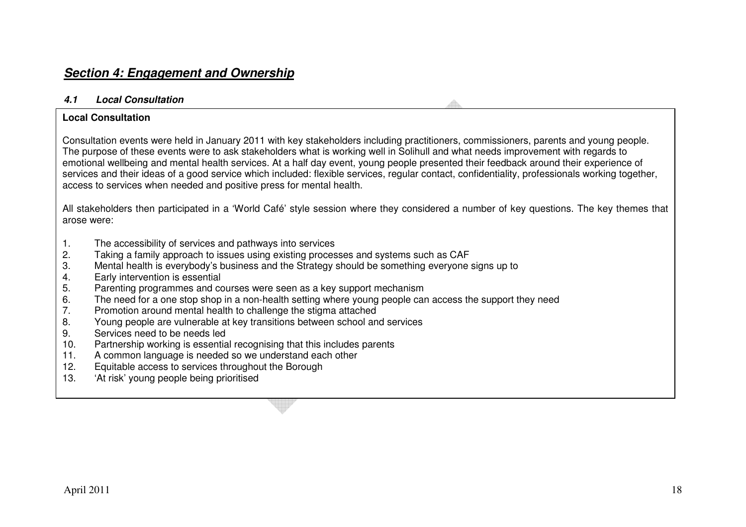## ***Section 4: Engagement and Ownership***

#### ***4.1 Local Consultation***

**Local Consultation**

Consultation events were held in January 2011 with key stakeholders including practitioners, commissioners, parents and young people. The purpose of these events were to ask stakeholders what is working well in Solihull and what needs improvement with regards to emotional wellbeing and mental health services. At a half day event, young people presented their feedback around their experience of services and their ideas of a good service which included: flexible services, regular contact, confidentiality, professionals working together, access to services when needed and positive press for mental health.

All stakeholders then participated in a 'World Café' style session where they considered a number of key questions. The key themes that arose were:

1. The accessibility of services and pathways into services
2. Taking a family approach to issues using existing processes and systems such as CAF
3. Mental health is everybody's business and the Strategy should be something everyone signs up to
4. Early intervention is essential
5. Parenting programmes and courses were seen as a key support mechanism
6. The need for a one stop shop in a non-health setting where young people can access the support they need
7. Promotion around mental health to challenge the stigma attached
8. Young people are vulnerable at key transitions between school and services
9. Services need to be needs led
10. Partnership working is essential recognising that this includes parents
11. A common language is needed so we understand each other
12. Equitable access to services throughout the Borough
13. 'At risk' young people being prioritised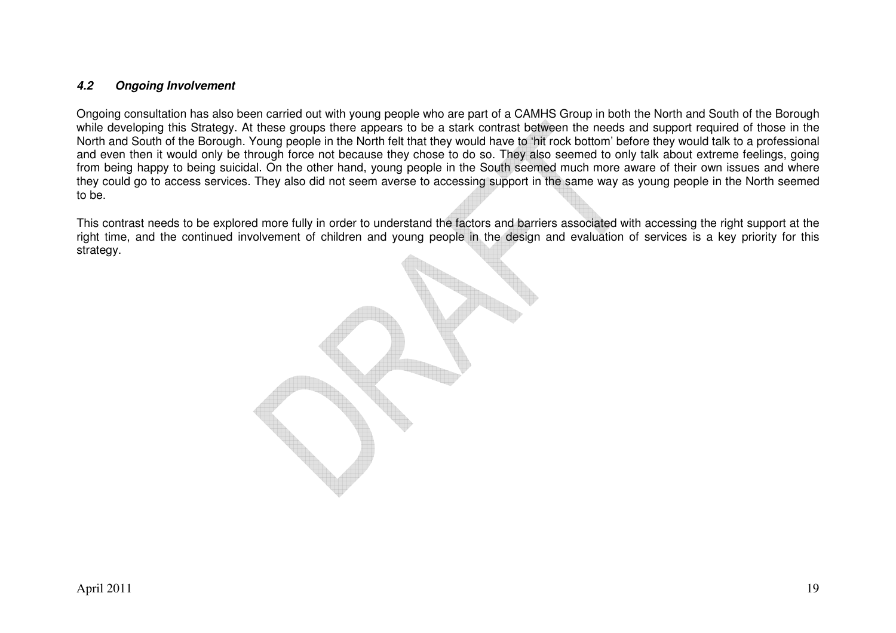### *4.2 Ongoing Involvement*

Ongoing consultation has also been carried out with young people who are part of a CAMHS Group in both the North and South of the Borough while developing this Strategy. At these groups there appears to be a stark contrast between the needs and support required of those in the North and South of the Borough. Young people in the North felt that they would have to 'hit rock bottom' before they would talk to a professional and even then it would only be through force not because they chose to do so. They also seemed to only talk about extreme feelings, going from being happy to being suicidal. On the other hand, young people in the South seemed much more aware of their own issues and where they could go to access services. They also did not seem averse to accessing support in the same way as young people in the North seemed to be.

This contrast needs to be explored more fully in order to understand the factors and barriers associated with accessing the right support at the right time, and the continued involvement of children and young people in the design and evaluation of services is a key priority for this strategy.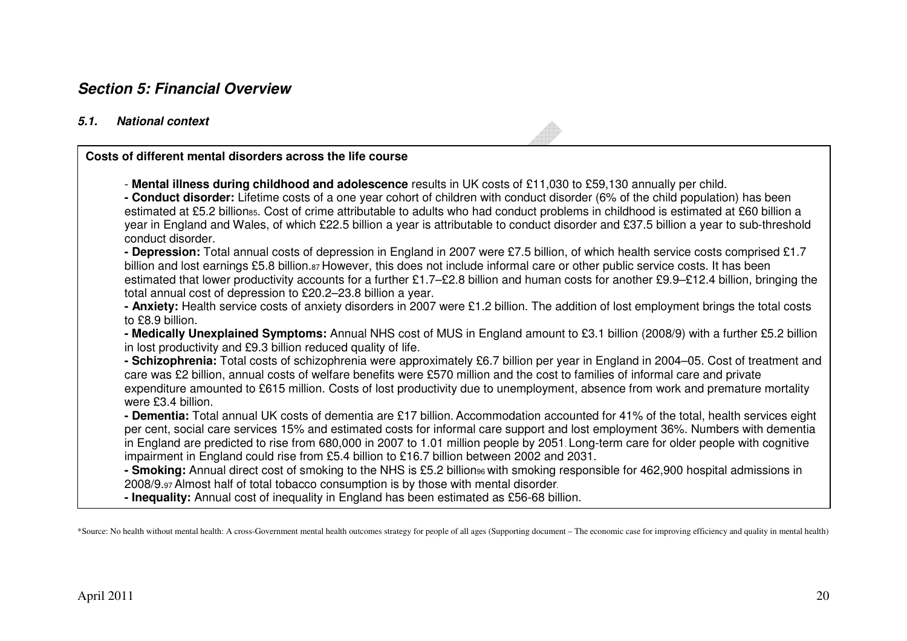## *Section 5: Financial Overview*

### *5.1. National context*

**Costs of different mental disorders across the life course**

- **Mental illness during childhood and adolescence** results in UK costs of £11,030 to £59,130 annually per child.
- **Conduct disorder:** Lifetime costs of a one year cohort of children with conduct disorder (6% of the child population) has been estimated at £5.2 billion[85]. Cost of crime attributable to adults who had conduct problems in childhood is estimated at £60 billion a year in England and Wales, of which £22.5 billion a year is attributable to conduct disorder and £37.5 billion a year to sub-threshold conduct disorder.
- **Depression:** Total annual costs of depression in England in 2007 were £7.5 billion, of which health service costs comprised £1.7 billion and lost earnings £5.8 billion.[87] However, this does not include informal care or other public service costs. It has been estimated that lower productivity accounts for a further £1.7–£2.8 billion and human costs for another £9.9–£12.4 billion, bringing the total annual cost of depression to £20.2–23.8 billion a year.
- **Anxiety:** Health service costs of anxiety disorders in 2007 were £1.2 billion. The addition of lost employment brings the total costs to £8.9 billion.
- **Medically Unexplained Symptoms:** Annual NHS cost of MUS in England amount to £3.1 billion (2008/9) with a further £5.2 billion in lost productivity and £9.3 billion reduced quality of life.
- **Schizophrenia:** Total costs of schizophrenia were approximately £6.7 billion per year in England in 2004–05. Cost of treatment and care was £2 billion, annual costs of welfare benefits were £570 million and the cost to families of informal care and private expenditure amounted to £615 million. Costs of lost productivity due to unemployment, absence from work and premature mortality were £3.4 billion.
- **Dementia:** Total annual UK costs of dementia are £17 billion. Accommodation accounted for 41% of the total, health services eight per cent, social care services 15% and estimated costs for informal care support and lost employment 36%. Numbers with dementia in England are predicted to rise from 680,000 in 2007 to 1.01 million people by 2051. Long-term care for older people with cognitive impairment in England could rise from £5.4 billion to £16.7 billion between 2002 and 2031.
- **Smoking:** Annual direct cost of smoking to the NHS is £5.2 billion[96] with smoking responsible for 462,900 hospital admissions in 2008/9.[97] Almost half of total tobacco consumption is by those with mental disorder.
- **Inequality:** Annual cost of inequality in England has been estimated as £56-68 billion.

*Source: No health without mental health: A cross-Government mental health outcomes strategy for people of all ages (Supporting document – The economic case for improving efficiency and quality in mental health)

April 2011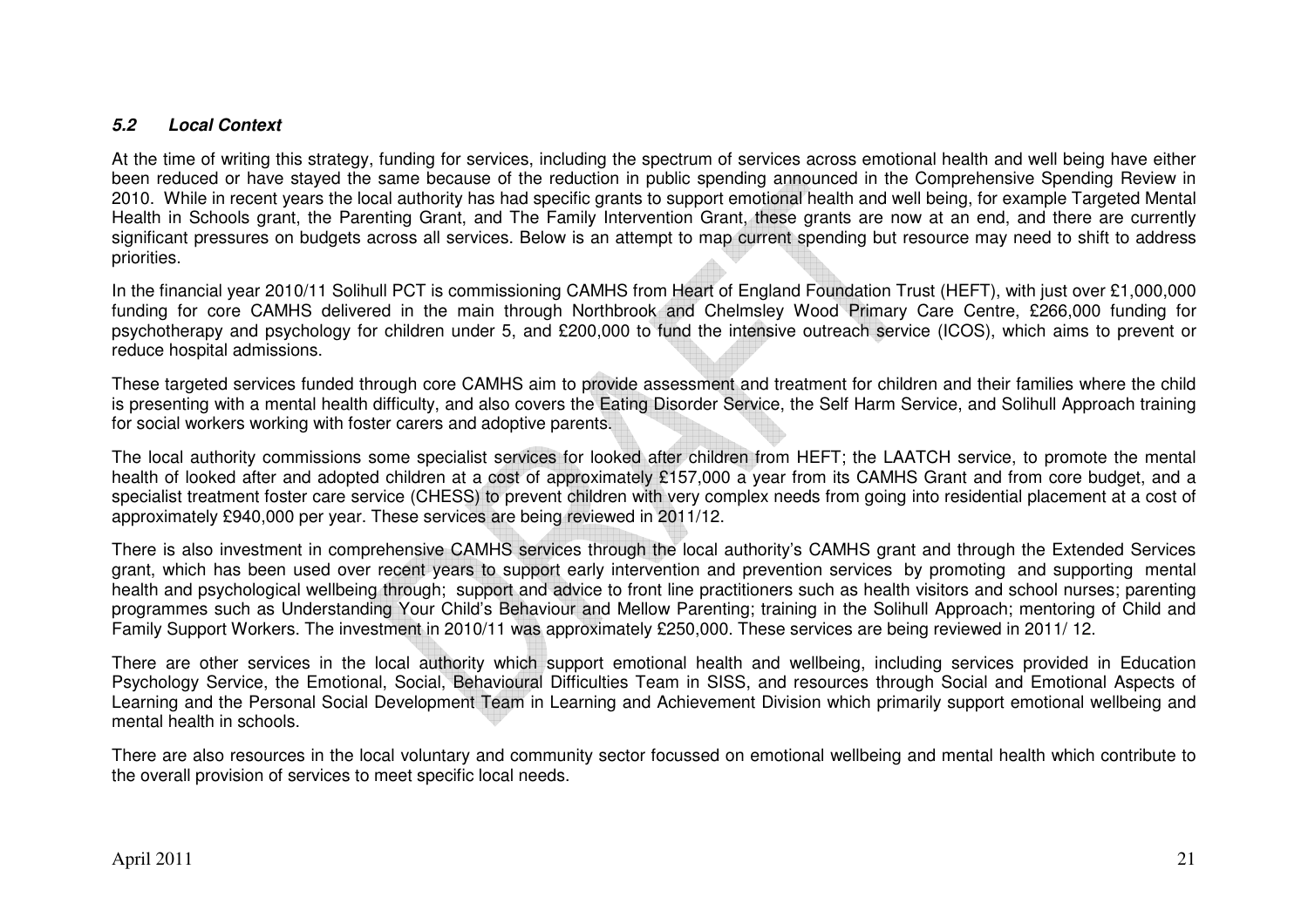### *5.2 Local Context*

At the time of writing this strategy, funding for services, including the spectrum of services across emotional health and well being have either been reduced or have stayed the same because of the reduction in public spending announced in the Comprehensive Spending Review in 2010. While in recent years the local authority has had specific grants to support emotional health and well being, for example Targeted Mental Health in Schools grant, the Parenting Grant, and The Family Intervention Grant, these grants are now at an end, and there are currently significant pressures on budgets across all services. Below is an attempt to map current spending but resource may need to shift to address priorities.

In the financial year 2010/11 Solihull PCT is commissioning CAMHS from Heart of England Foundation Trust (HEFT), with just over £1,000,000 funding for core CAMHS delivered in the main through Northbrook and Chelmsley Wood Primary Care Centre, £266,000 funding for psychotherapy and psychology for children under 5, and £200,000 to fund the intensive outreach service (ICOS), which aims to prevent or reduce hospital admissions.

These targeted services funded through core CAMHS aim to provide assessment and treatment for children and their families where the child is presenting with a mental health difficulty, and also covers the Eating Disorder Service, the Self Harm Service, and Solihull Approach training for social workers working with foster carers and adoptive parents.

The local authority commissions some specialist services for looked after children from HEFT; the LAATCH service, to promote the mental health of looked after and adopted children at a cost of approximately £157,000 a year from its CAMHS Grant and from core budget, and a specialist treatment foster care service (CHESS) to prevent children with very complex needs from going into residential placement at a cost of approximately £940,000 per year. These services are being reviewed in 2011/12.

There is also investment in comprehensive CAMHS services through the local authority's CAMHS grant and through the Extended Services grant, which has been used over recent years to support early intervention and prevention services by promoting and supporting mental health and psychological wellbeing through; support and advice to front line practitioners such as health visitors and school nurses; parenting programmes such as Understanding Your Child's Behaviour and Mellow Parenting; training in the Solihull Approach; mentoring of Child and Family Support Workers. The investment in 2010/11 was approximately £250,000. These services are being reviewed in 2011/ 12.

There are other services in the local authority which support emotional health and wellbeing, including services provided in Education Psychology Service, the Emotional, Social, Behavioural Difficulties Team in SISS, and resources through Social and Emotional Aspects of Learning and the Personal Social Development Team in Learning and Achievement Division which primarily support emotional wellbeing and mental health in schools.

There are also resources in the local voluntary and community sector focussed on emotional wellbeing and mental health which contribute to the overall provision of services to meet specific local needs.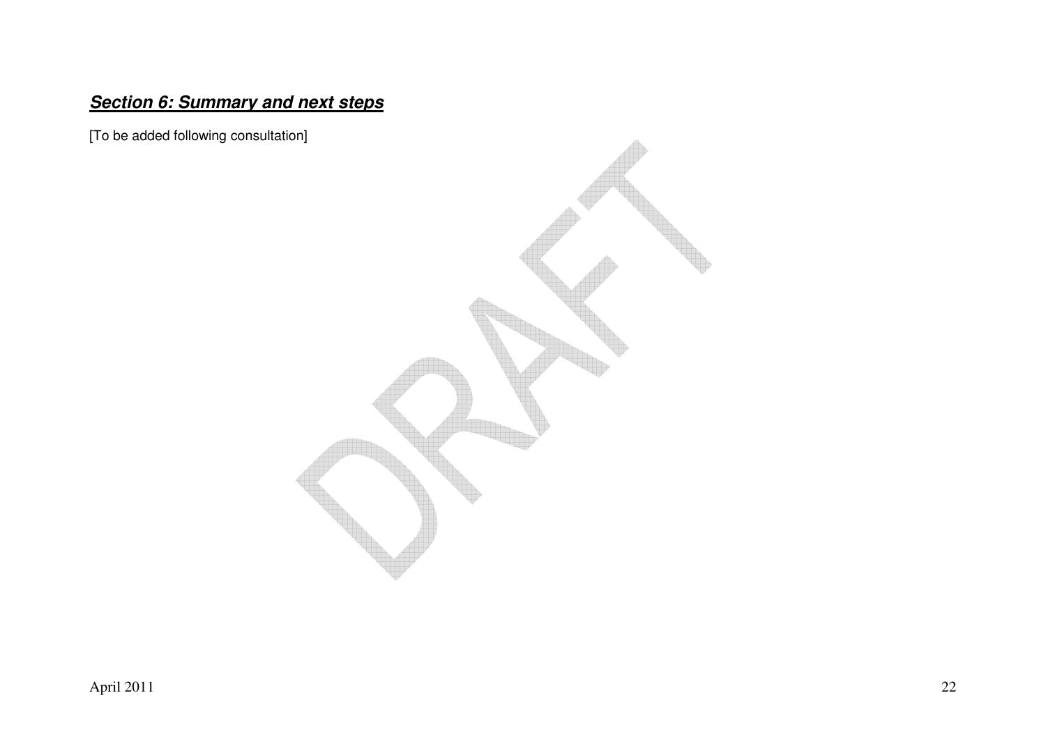## ***Section 6: Summary and next steps***

[To be added following consultation]